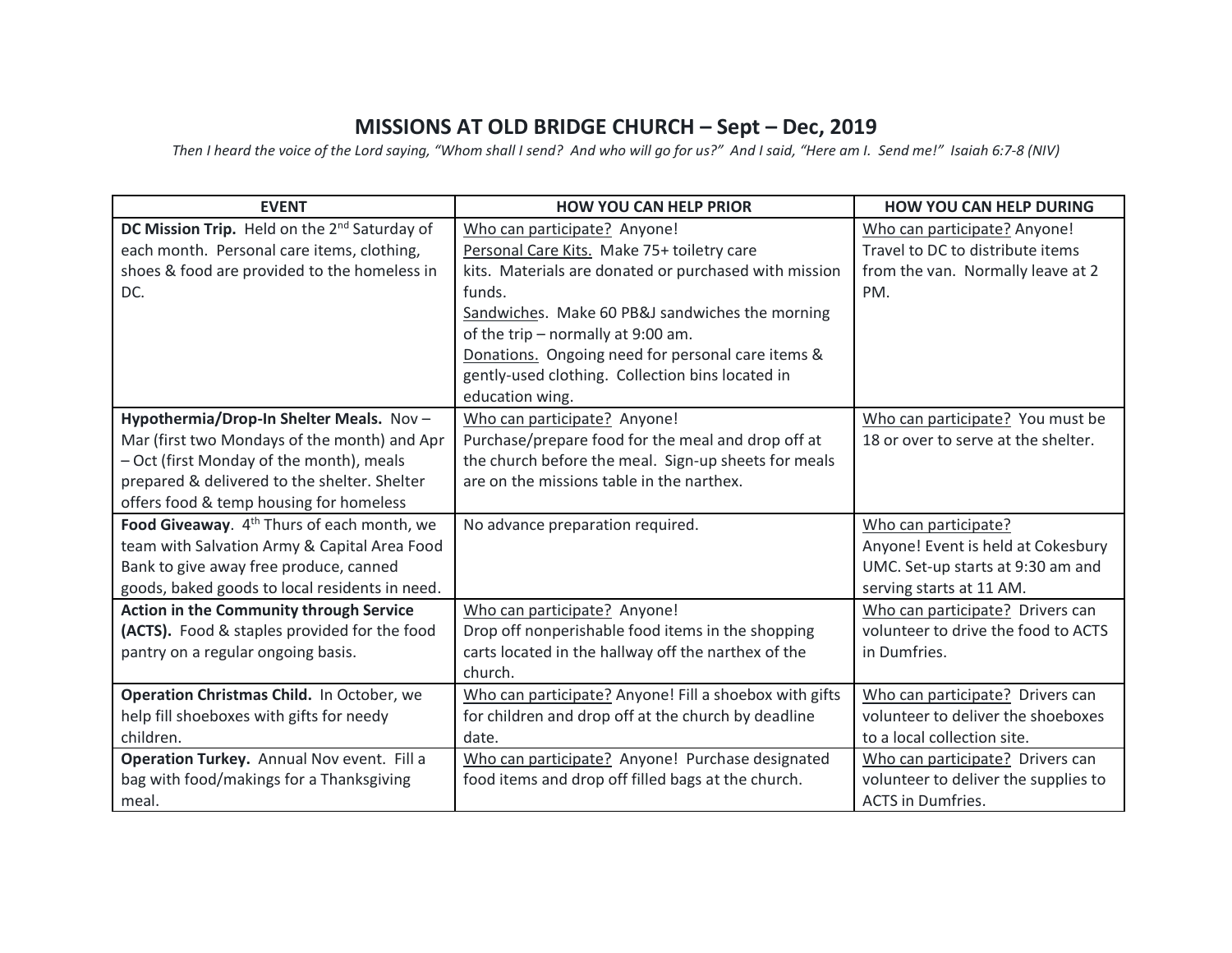# MISSIONS AT OLD BRIDGE CHURCH – Sept – Dec, 2019

*Then I heard the voice of the Lord saying, "Whom shall I send? And who will go for us?" And I said, "Here am I. Send me!" Isaiah 6:7-8 (NIV)*

| EVENT | HOW YOU CAN HELP PRIOR | HOW YOU CAN HELP DURING |
|---|---|---|
| **DC Mission Trip.** Held on the 2nd Saturday of each month. Personal care items, clothing, shoes & food are provided to the homeless in DC. | Who can participate? Anyone!<br>Personal Care Kits. Make 75+ toiletry care kits. Materials are donated or purchased with mission funds.<br>Sandwiches. Make 60 PB&J sandwiches the morning of the trip – normally at 9:00 am.<br>Donations. Ongoing need for personal care items & gently-used clothing. Collection bins located in education wing. | Who can participate? Anyone! Travel to DC to distribute items from the van. Normally leave at 2 PM. |
| **Hypothermia/Drop-In Shelter Meals.** Nov – Mar (first two Mondays of the month) and Apr – Oct (first Monday of the month), meals prepared & delivered to the shelter. Shelter offers food & temp housing for homeless | Who can participate? Anyone!<br>Purchase/prepare food for the meal and drop off at the church before the meal. Sign-up sheets for meals are on the missions table in the narthex. | Who can participate? You must be 18 or over to serve at the shelter. |
| **Food Giveaway**. 4th Thurs of each month, we team with Salvation Army & Capital Area Food Bank to give away free produce, canned goods, baked goods to local residents in need. | No advance preparation required. | Who can participate?<br>Anyone! Event is held at Cokesbury UMC. Set-up starts at 9:30 am and serving starts at 11 AM. |
| **Action in the Community through Service (ACTS).** Food & staples provided for the food pantry on a regular ongoing basis. | Who can participate? Anyone!<br>Drop off nonperishable food items in the shopping carts located in the hallway off the narthex of the church. | Who can participate? Drivers can volunteer to drive the food to ACTS in Dumfries. |
| **Operation Christmas Child.** In October, we help fill shoeboxes with gifts for needy children. | Who can participate? Anyone! Fill a shoebox with gifts for children and drop off at the church by deadline date. | Who can participate? Drivers can volunteer to deliver the shoeboxes to a local collection site. |
| **Operation Turkey.** Annual Nov event. Fill a bag with food/makings for a Thanksgiving meal. | Who can participate? Anyone! Purchase designated food items and drop off filled bags at the church. | Who can participate? Drivers can volunteer to deliver the supplies to ACTS in Dumfries. |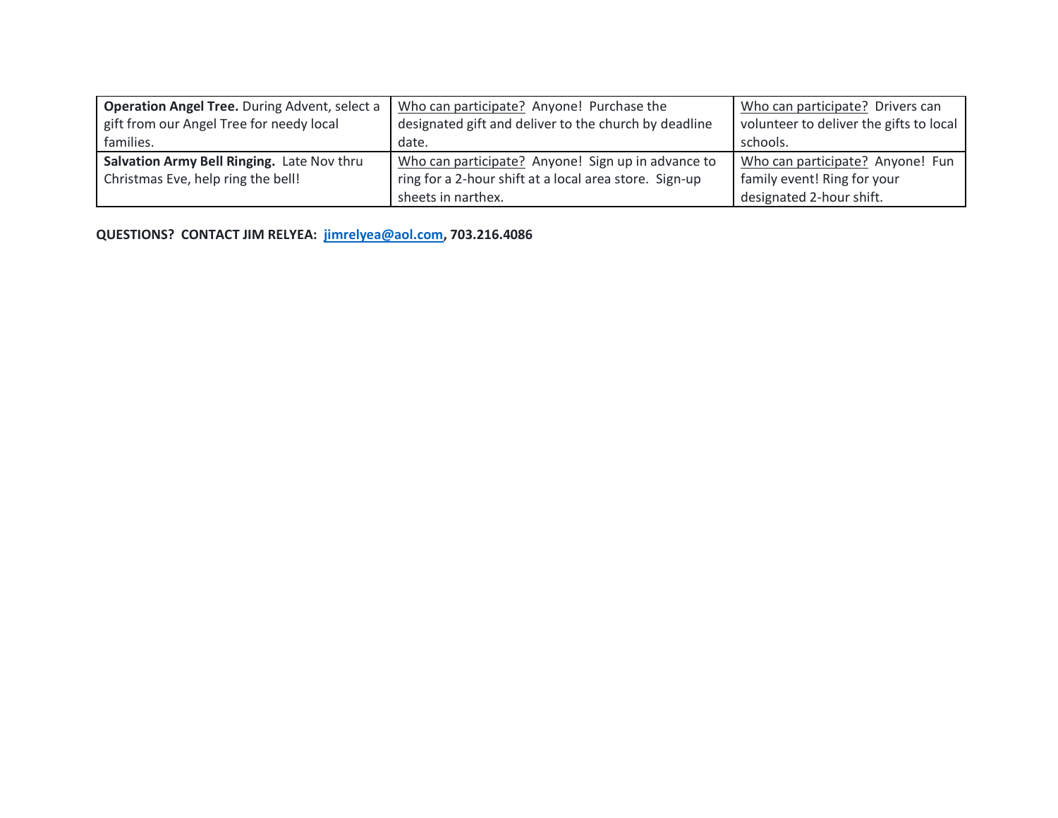| | | |
|---|---|---|
| **Operation Angel Tree.** During Advent, select a gift from our Angel Tree for needy local families. | Who can participate? Anyone! Purchase the designated gift and deliver to the church by deadline date. | Who can participate? Drivers can volunteer to deliver the gifts to local schools. |
| **Salvation Army Bell Ringing.** Late Nov thru Christmas Eve, help ring the bell! | Who can participate? Anyone! Sign up in advance to ring for a 2-hour shift at a local area store. Sign-up sheets in narthex. | Who can participate? Anyone! Fun family event! Ring for your designated 2-hour shift. |

**QUESTIONS? CONTACT JIM RELYEA: jimrelyea@aol.com, 703.216.4086**